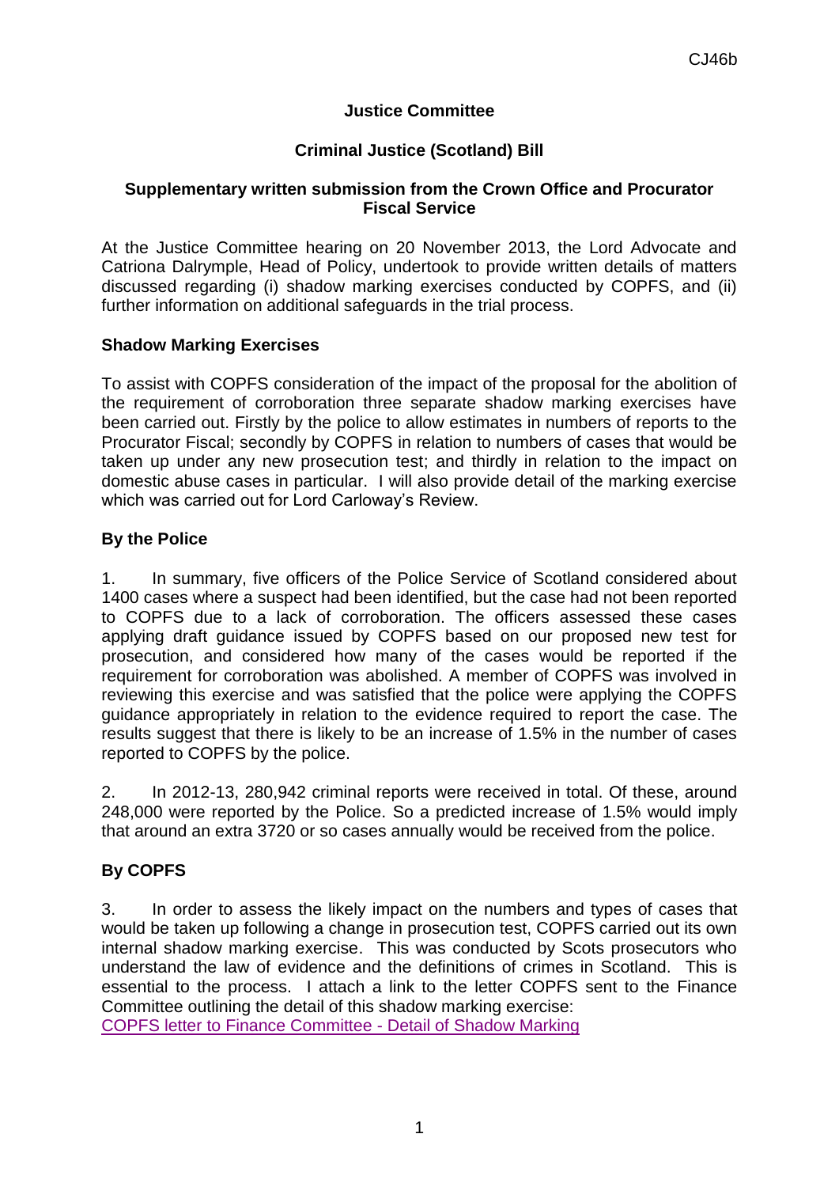CJ46b

**Justice Committee**

**Criminal Justice (Scotland) Bill**

**Supplementary written submission from the Crown Office and Procurator Fiscal Service**

At the Justice Committee hearing on 20 November 2013, the Lord Advocate and Catriona Dalrymple, Head of Policy, undertook to provide written details of matters discussed regarding (i) shadow marking exercises conducted by COPFS, and (ii) further information on additional safeguards in the trial process.

## Shadow Marking Exercises

To assist with COPFS consideration of the impact of the proposal for the abolition of the requirement of corroboration three separate shadow marking exercises have been carried out. Firstly by the police to allow estimates in numbers of reports to the Procurator Fiscal; secondly by COPFS in relation to numbers of cases that would be taken up under any new prosecution test; and thirdly in relation to the impact on domestic abuse cases in particular. I will also provide detail of the marking exercise which was carried out for Lord Carloway's Review.

### By the Police

1. In summary, five officers of the Police Service of Scotland considered about 1400 cases where a suspect had been identified, but the case had not been reported to COPFS due to a lack of corroboration. The officers assessed these cases applying draft guidance issued by COPFS based on our proposed new test for prosecution, and considered how many of the cases would be reported if the requirement for corroboration was abolished. A member of COPFS was involved in reviewing this exercise and was satisfied that the police were applying the COPFS guidance appropriately in relation to the evidence required to report the case. The results suggest that there is likely to be an increase of 1.5% in the number of cases reported to COPFS by the police.

2. In 2012-13, 280,942 criminal reports were received in total. Of these, around 248,000 were reported by the Police. So a predicted increase of 1.5% would imply that around an extra 3720 or so cases annually would be received from the police.

### By COPFS

3. In order to assess the likely impact on the numbers and types of cases that would be taken up following a change in prosecution test, COPFS carried out its own internal shadow marking exercise. This was conducted by Scots prosecutors who understand the law of evidence and the definitions of crimes in Scotland. This is essential to the process. I attach a link to the letter COPFS sent to the Finance Committee outlining the detail of this shadow marking exercise:
[COPFS letter to Finance Committee - Detail of Shadow Marking]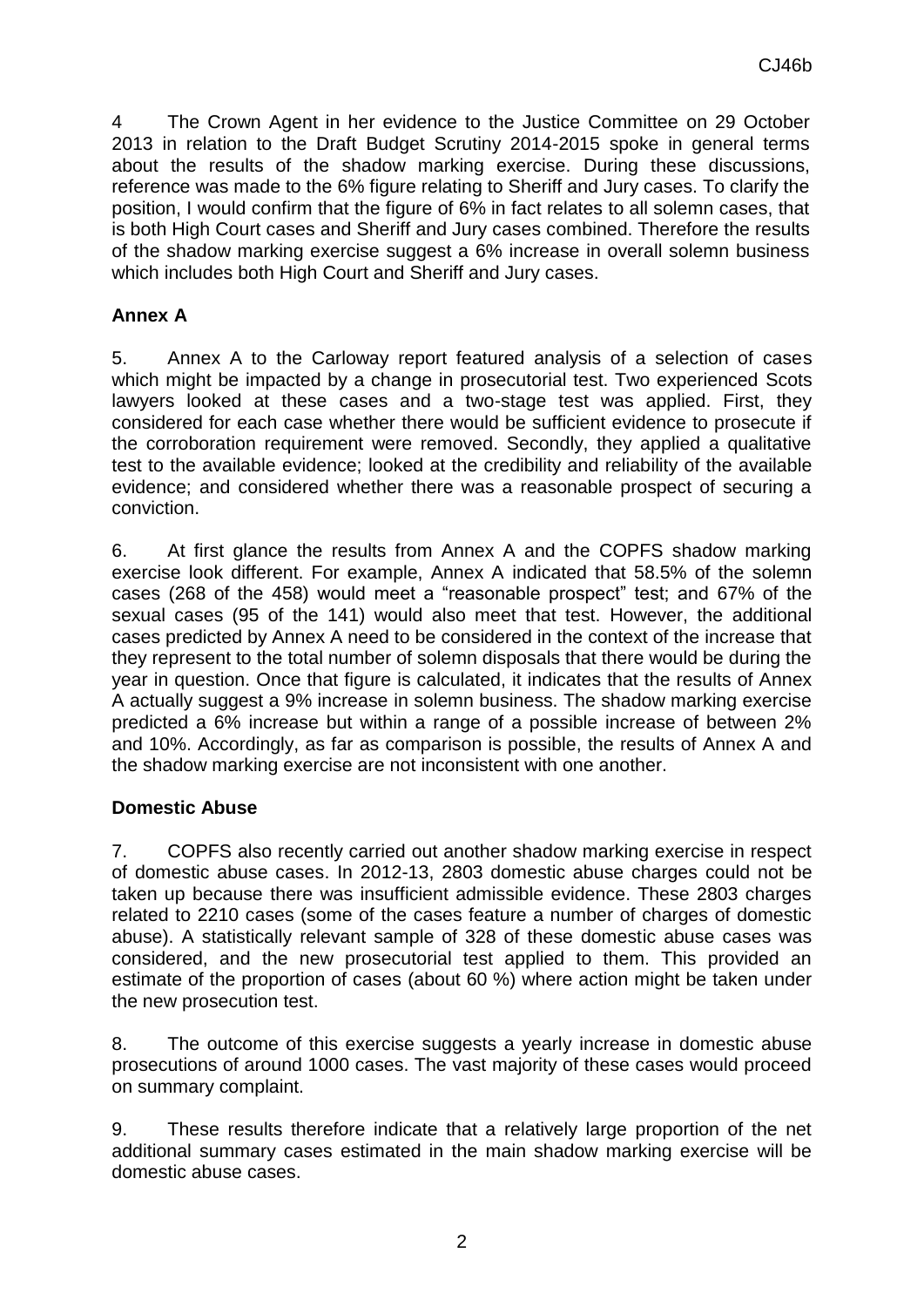4 The Crown Agent in her evidence to the Justice Committee on 29 October 2013 in relation to the Draft Budget Scrutiny 2014-2015 spoke in general terms about the results of the shadow marking exercise. During these discussions, reference was made to the 6% figure relating to Sheriff and Jury cases. To clarify the position, I would confirm that the figure of 6% in fact relates to all solemn cases, that is both High Court cases and Sheriff and Jury cases combined. Therefore the results of the shadow marking exercise suggest a 6% increase in overall solemn business which includes both High Court and Sheriff and Jury cases.

**Annex A**

5. Annex A to the Carloway report featured analysis of a selection of cases which might be impacted by a change in prosecutorial test. Two experienced Scots lawyers looked at these cases and a two-stage test was applied. First, they considered for each case whether there would be sufficient evidence to prosecute if the corroboration requirement were removed. Secondly, they applied a qualitative test to the available evidence; looked at the credibility and reliability of the available evidence; and considered whether there was a reasonable prospect of securing a conviction.

6. At first glance the results from Annex A and the COPFS shadow marking exercise look different. For example, Annex A indicated that 58.5% of the solemn cases (268 of the 458) would meet a "reasonable prospect" test; and 67% of the sexual cases (95 of the 141) would also meet that test. However, the additional cases predicted by Annex A need to be considered in the context of the increase that they represent to the total number of solemn disposals that there would be during the year in question. Once that figure is calculated, it indicates that the results of Annex A actually suggest a 9% increase in solemn business. The shadow marking exercise predicted a 6% increase but within a range of a possible increase of between 2% and 10%. Accordingly, as far as comparison is possible, the results of Annex A and the shadow marking exercise are not inconsistent with one another.

**Domestic Abuse**

7. COPFS also recently carried out another shadow marking exercise in respect of domestic abuse cases. In 2012-13, 2803 domestic abuse charges could not be taken up because there was insufficient admissible evidence. These 2803 charges related to 2210 cases (some of the cases feature a number of charges of domestic abuse). A statistically relevant sample of 328 of these domestic abuse cases was considered, and the new prosecutorial test applied to them. This provided an estimate of the proportion of cases (about 60 %) where action might be taken under the new prosecution test.

8. The outcome of this exercise suggests a yearly increase in domestic abuse prosecutions of around 1000 cases. The vast majority of these cases would proceed on summary complaint.

9. These results therefore indicate that a relatively large proportion of the net additional summary cases estimated in the main shadow marking exercise will be domestic abuse cases.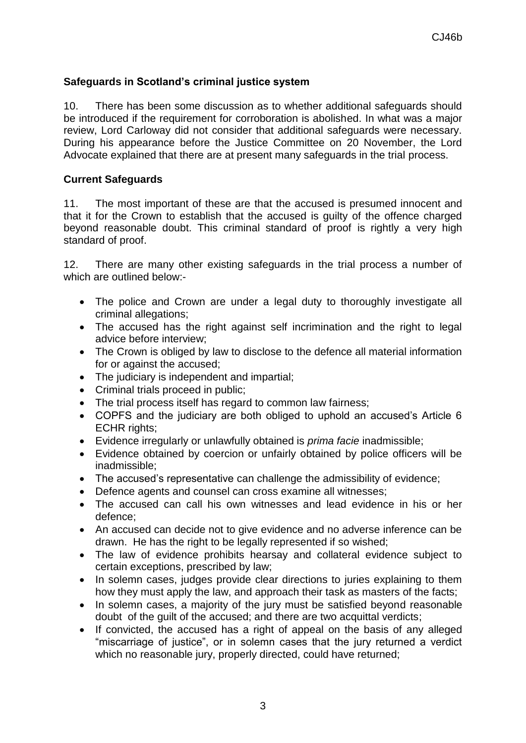**Safeguards in Scotland's criminal justice system**

10. There has been some discussion as to whether additional safeguards should be introduced if the requirement for corroboration is abolished. In what was a major review, Lord Carloway did not consider that additional safeguards were necessary. During his appearance before the Justice Committee on 20 November, the Lord Advocate explained that there are at present many safeguards in the trial process.

**Current Safeguards**

11. The most important of these are that the accused is presumed innocent and that it for the Crown to establish that the accused is guilty of the offence charged beyond reasonable doubt. This criminal standard of proof is rightly a very high standard of proof.

12. There are many other existing safeguards in the trial process a number of which are outlined below:-

- The police and Crown are under a legal duty to thoroughly investigate all criminal allegations;
- The accused has the right against self incrimination and the right to legal advice before interview;
- The Crown is obliged by law to disclose to the defence all material information for or against the accused;
- The judiciary is independent and impartial;
- Criminal trials proceed in public;
- The trial process itself has regard to common law fairness;
- COPFS and the judiciary are both obliged to uphold an accused's Article 6 ECHR rights;
- Evidence irregularly or unlawfully obtained is *prima facie* inadmissible;
- Evidence obtained by coercion or unfairly obtained by police officers will be inadmissible;
- The accused's representative can challenge the admissibility of evidence;
- Defence agents and counsel can cross examine all witnesses;
- The accused can call his own witnesses and lead evidence in his or her defence;
- An accused can decide not to give evidence and no adverse inference can be drawn. He has the right to be legally represented if so wished;
- The law of evidence prohibits hearsay and collateral evidence subject to certain exceptions, prescribed by law;
- In solemn cases, judges provide clear directions to juries explaining to them how they must apply the law, and approach their task as masters of the facts;
- In solemn cases, a majority of the jury must be satisfied beyond reasonable doubt of the guilt of the accused; and there are two acquittal verdicts;
- If convicted, the accused has a right of appeal on the basis of any alleged "miscarriage of justice", or in solemn cases that the jury returned a verdict which no reasonable jury, properly directed, could have returned;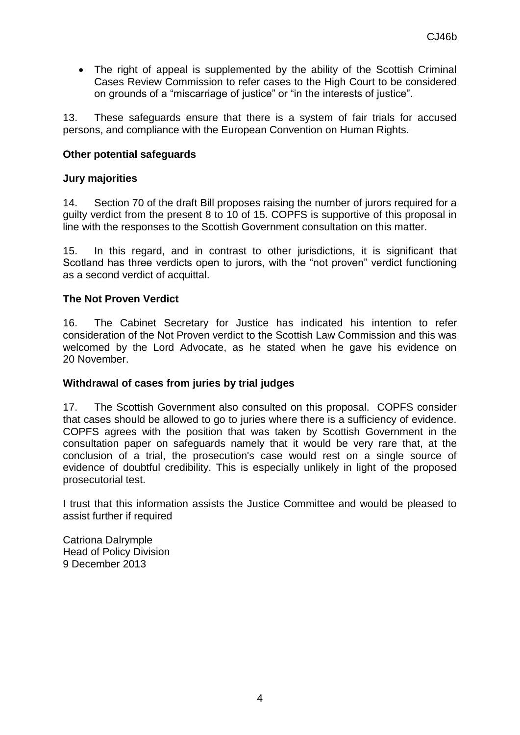- The right of appeal is supplemented by the ability of the Scottish Criminal Cases Review Commission to refer cases to the High Court to be considered on grounds of a "miscarriage of justice" or "in the interests of justice".

13. These safeguards ensure that there is a system of fair trials for accused persons, and compliance with the European Convention on Human Rights.

**Other potential safeguards**

**Jury majorities**

14. Section 70 of the draft Bill proposes raising the number of jurors required for a guilty verdict from the present 8 to 10 of 15. COPFS is supportive of this proposal in line with the responses to the Scottish Government consultation on this matter.

15. In this regard, and in contrast to other jurisdictions, it is significant that Scotland has three verdicts open to jurors, with the "not proven" verdict functioning as a second verdict of acquittal.

**The Not Proven Verdict**

16. The Cabinet Secretary for Justice has indicated his intention to refer consideration of the Not Proven verdict to the Scottish Law Commission and this was welcomed by the Lord Advocate, as he stated when he gave his evidence on 20 November.

**Withdrawal of cases from juries by trial judges**

17. The Scottish Government also consulted on this proposal. COPFS consider that cases should be allowed to go to juries where there is a sufficiency of evidence. COPFS agrees with the position that was taken by Scottish Government in the consultation paper on safeguards namely that it would be very rare that, at the conclusion of a trial, the prosecution's case would rest on a single source of evidence of doubtful credibility. This is especially unlikely in light of the proposed prosecutorial test.

I trust that this information assists the Justice Committee and would be pleased to assist further if required

Catriona Dalrymple
Head of Policy Division
9 December 2013